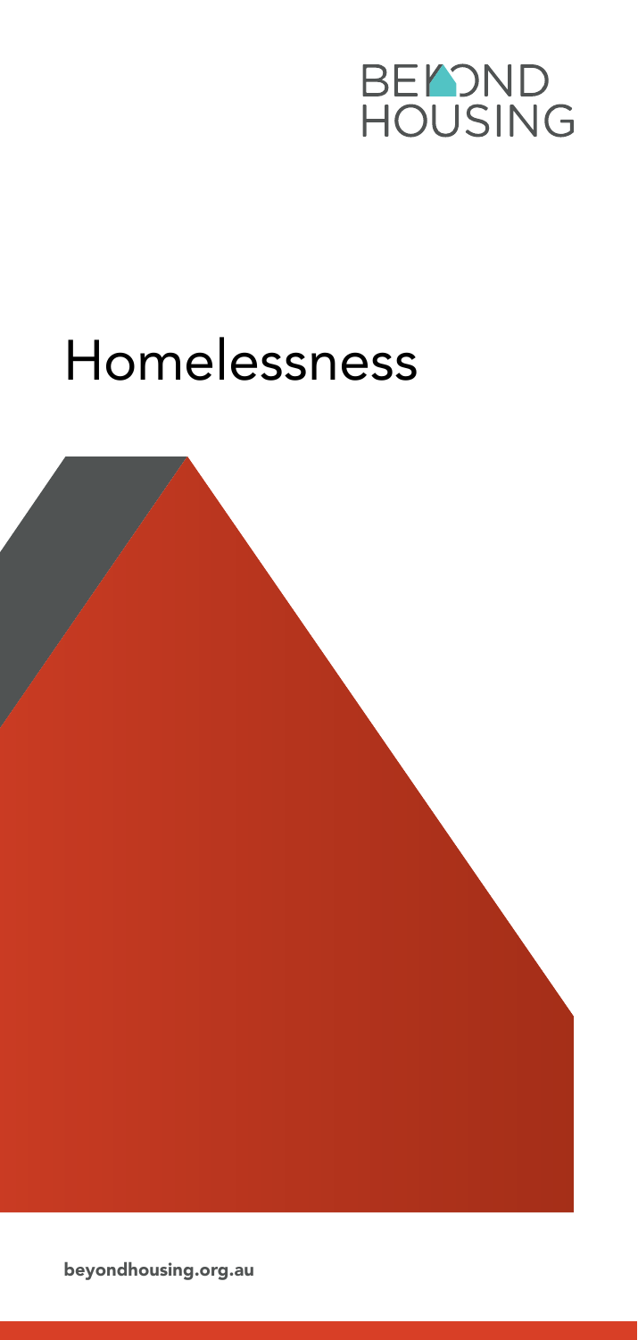BEYOND HOUSING

# Homelessness

**beyondhousing.org.au**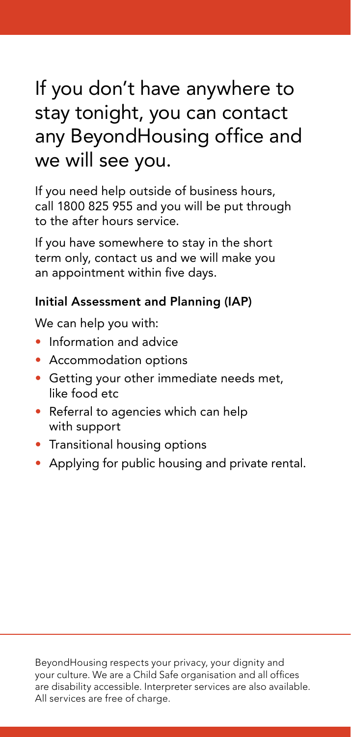# If you don't have anywhere to stay tonight, you can contact any BeyondHousing office and we will see you.

If you need help outside of business hours, call 1800 825 955 and you will be put through to the after hours service.

If you have somewhere to stay in the short term only, contact us and we will make you an appointment within five days.

**Initial Assessment and Planning (IAP)**

We can help you with:

- Information and advice
- Accommodation options
- Getting your other immediate needs met, like food etc
- Referral to agencies which can help with support
- Transitional housing options
- Applying for public housing and private rental.

BeyondHousing respects your privacy, your dignity and your culture. We are a Child Safe organisation and all offices are disability accessible. Interpreter services are also available. All services are free of charge.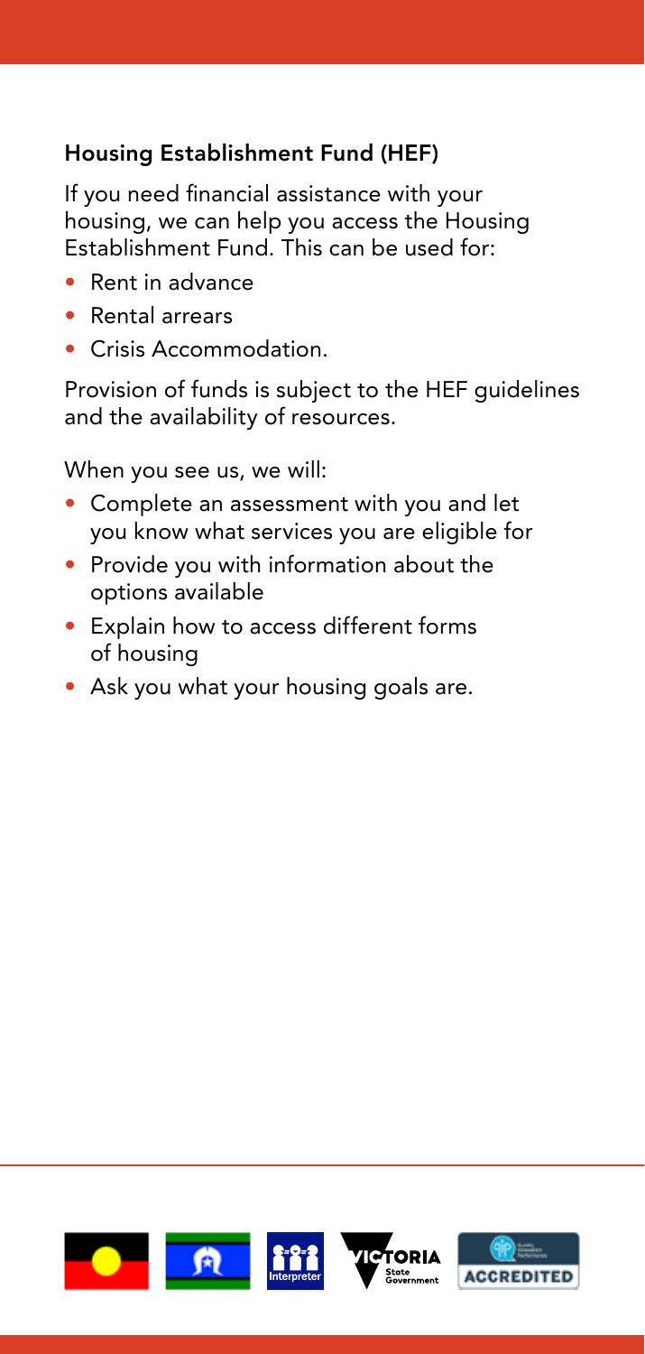### Housing Establishment Fund (HEF)

If you need financial assistance with your housing, we can help you access the Housing Establishment Fund. This can be used for:

- Rent in advance
- Rental arrears
- Crisis Accommodation.

Provision of funds is subject to the HEF guidelines and the availability of resources.

When you see us, we will:

- Complete an assessment with you and let you know what services you are eligible for
- Provide you with information about the options available
- Explain how to access different forms of housing
- Ask you what your housing goals are.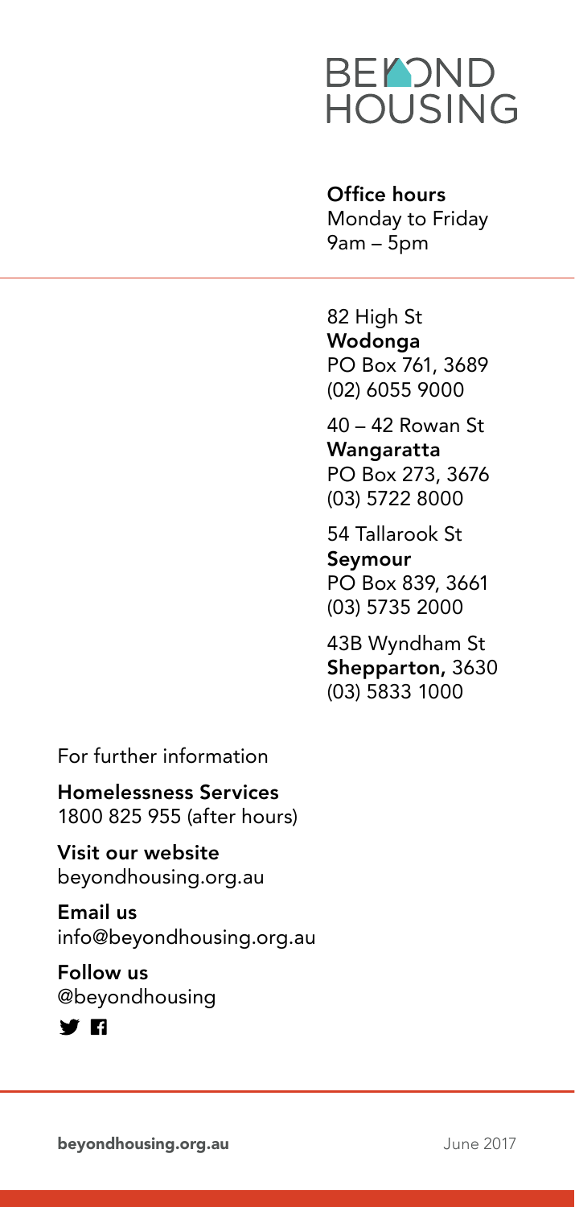# BEYOND HOUSING

**Office hours**
Monday to Friday
9am – 5pm

82 High St
**Wodonga**
PO Box 761, 3689
(02) 6055 9000

40 – 42 Rowan St
**Wangaratta**
PO Box 273, 3676
(03) 5722 8000

54 Tallarook St
**Seymour**
PO Box 839, 3661
(03) 5735 2000

43B Wyndham St
**Shepparton,** 3630
(03) 5833 1000

For further information

**Homelessness Services**
1800 825 955 (after hours)

**Visit our website**
beyondhousing.org.au

**Email us**
info@beyondhousing.org.au

**Follow us**
@beyondhousing

**beyondhousing.org.au** June 2017